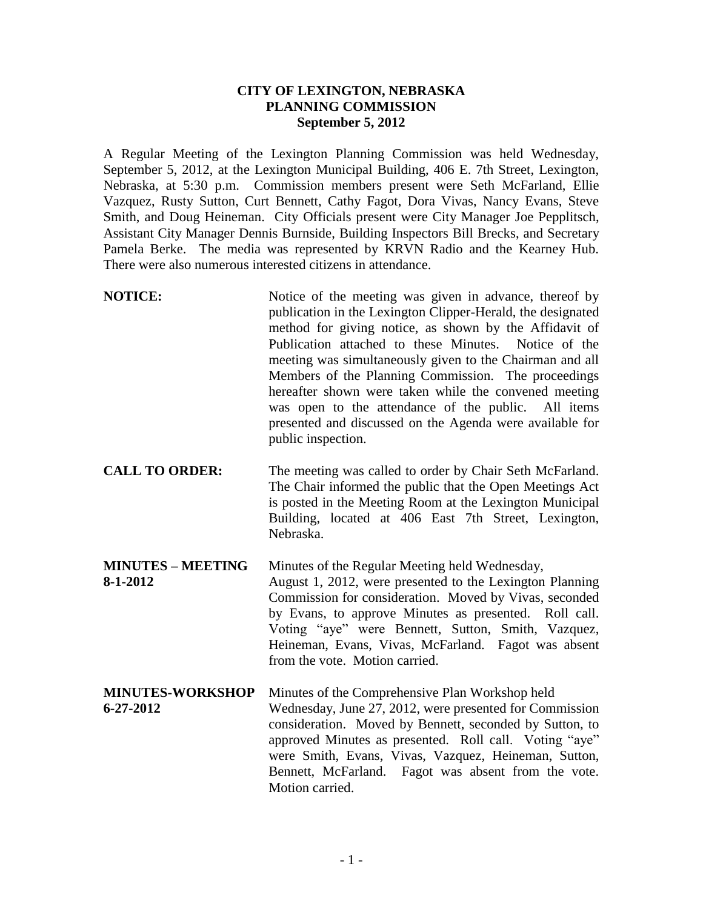**CITY OF LEXINGTON, NEBRASKA**
**PLANNING COMMISSION**
**September 5, 2012**

A Regular Meeting of the Lexington Planning Commission was held Wednesday, September 5, 2012, at the Lexington Municipal Building, 406 E. 7th Street, Lexington, Nebraska, at 5:30 p.m. Commission members present were Seth McFarland, Ellie Vazquez, Rusty Sutton, Curt Bennett, Cathy Fagot, Dora Vivas, Nancy Evans, Steve Smith, and Doug Heineman. City Officials present were City Manager Joe Pepplitsch, Assistant City Manager Dennis Burnside, Building Inspectors Bill Brecks, and Secretary Pamela Berke. The media was represented by KRVN Radio and the Kearney Hub. There were also numerous interested citizens in attendance.

**NOTICE:** Notice of the meeting was given in advance, thereof by publication in the Lexington Clipper-Herald, the designated method for giving notice, as shown by the Affidavit of Publication attached to these Minutes. Notice of the meeting was simultaneously given to the Chairman and all Members of the Planning Commission. The proceedings hereafter shown were taken while the convened meeting was open to the attendance of the public. All items presented and discussed on the Agenda were available for public inspection.

**CALL TO ORDER:** The meeting was called to order by Chair Seth McFarland. The Chair informed the public that the Open Meetings Act is posted in the Meeting Room at the Lexington Municipal Building, located at 406 East 7th Street, Lexington, Nebraska.

**MINUTES – MEETING 8-1-2012** Minutes of the Regular Meeting held Wednesday, August 1, 2012, were presented to the Lexington Planning Commission for consideration. Moved by Vivas, seconded by Evans, to approve Minutes as presented. Roll call. Voting "aye" were Bennett, Sutton, Smith, Vazquez, Heineman, Evans, Vivas, McFarland. Fagot was absent from the vote. Motion carried.

**MINUTES-WORKSHOP 6-27-2012** Minutes of the Comprehensive Plan Workshop held Wednesday, June 27, 2012, were presented for Commission consideration. Moved by Bennett, seconded by Sutton, to approved Minutes as presented. Roll call. Voting "aye" were Smith, Evans, Vivas, Vazquez, Heineman, Sutton, Bennett, McFarland. Fagot was absent from the vote. Motion carried.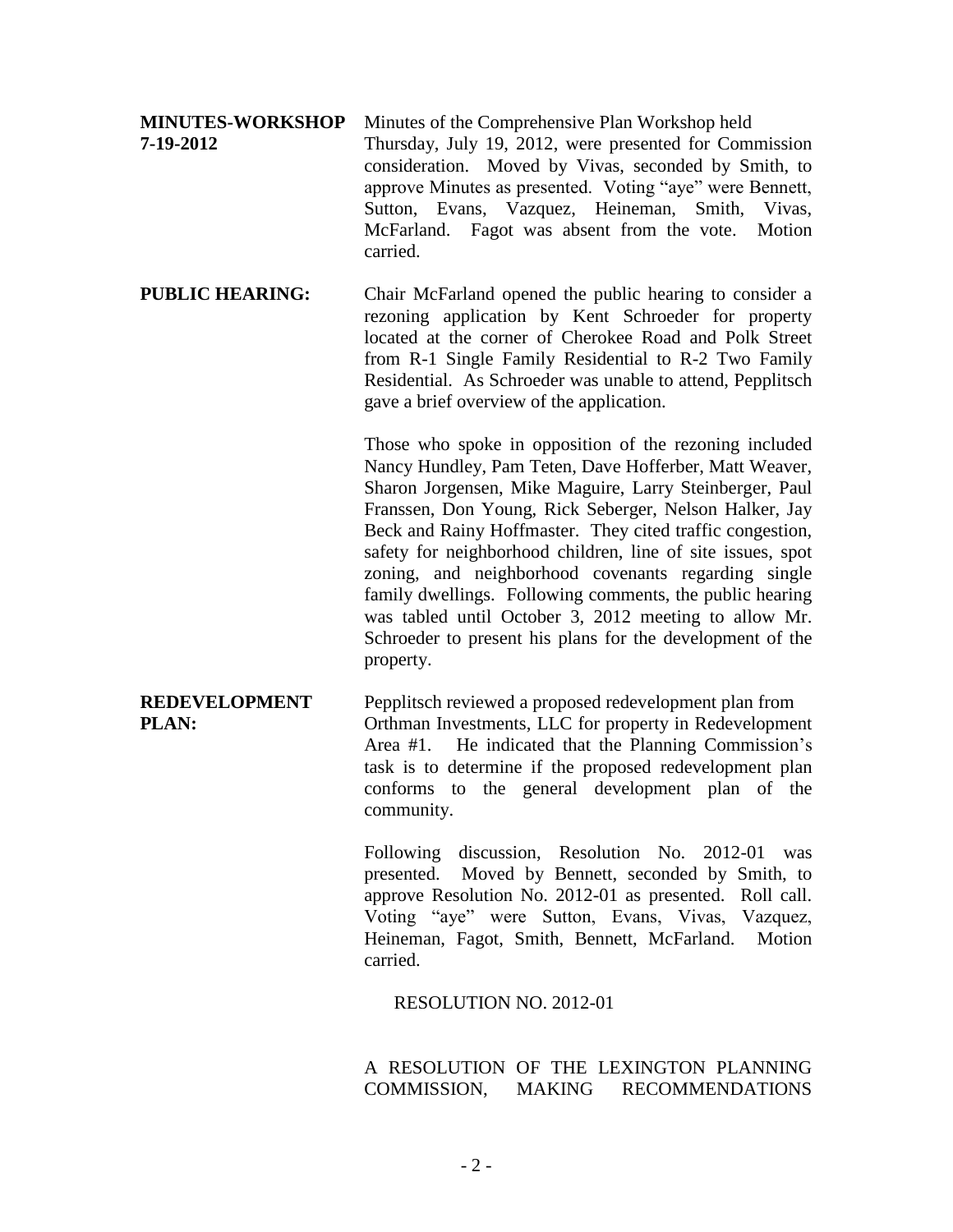**MINUTES-WORKSHOP 7-19-2012** Minutes of the Comprehensive Plan Workshop held Thursday, July 19, 2012, were presented for Commission consideration. Moved by Vivas, seconded by Smith, to approve Minutes as presented. Voting "aye" were Bennett, Sutton, Evans, Vazquez, Heineman, Smith, Vivas, McFarland. Fagot was absent from the vote. Motion carried.

**PUBLIC HEARING:** Chair McFarland opened the public hearing to consider a rezoning application by Kent Schroeder for property located at the corner of Cherokee Road and Polk Street from R-1 Single Family Residential to R-2 Two Family Residential. As Schroeder was unable to attend, Pepplitsch gave a brief overview of the application.

Those who spoke in opposition of the rezoning included Nancy Hundley, Pam Teten, Dave Hofferber, Matt Weaver, Sharon Jorgensen, Mike Maguire, Larry Steinberger, Paul Franssen, Don Young, Rick Seberger, Nelson Halker, Jay Beck and Rainy Hoffmaster. They cited traffic congestion, safety for neighborhood children, line of site issues, spot zoning, and neighborhood covenants regarding single family dwellings. Following comments, the public hearing was tabled until October 3, 2012 meeting to allow Mr. Schroeder to present his plans for the development of the property.

**REDEVELOPMENT PLAN:** Pepplitsch reviewed a proposed redevelopment plan from Orthman Investments, LLC for property in Redevelopment Area #1. He indicated that the Planning Commission's task is to determine if the proposed redevelopment plan conforms to the general development plan of the community.

Following discussion, Resolution No. 2012-01 was presented. Moved by Bennett, seconded by Smith, to approve Resolution No. 2012-01 as presented. Roll call. Voting "aye" were Sutton, Evans, Vivas, Vazquez, Heineman, Fagot, Smith, Bennett, McFarland. Motion carried.

RESOLUTION NO. 2012-01

A RESOLUTION OF THE LEXINGTON PLANNING COMMISSION, MAKING RECOMMENDATIONS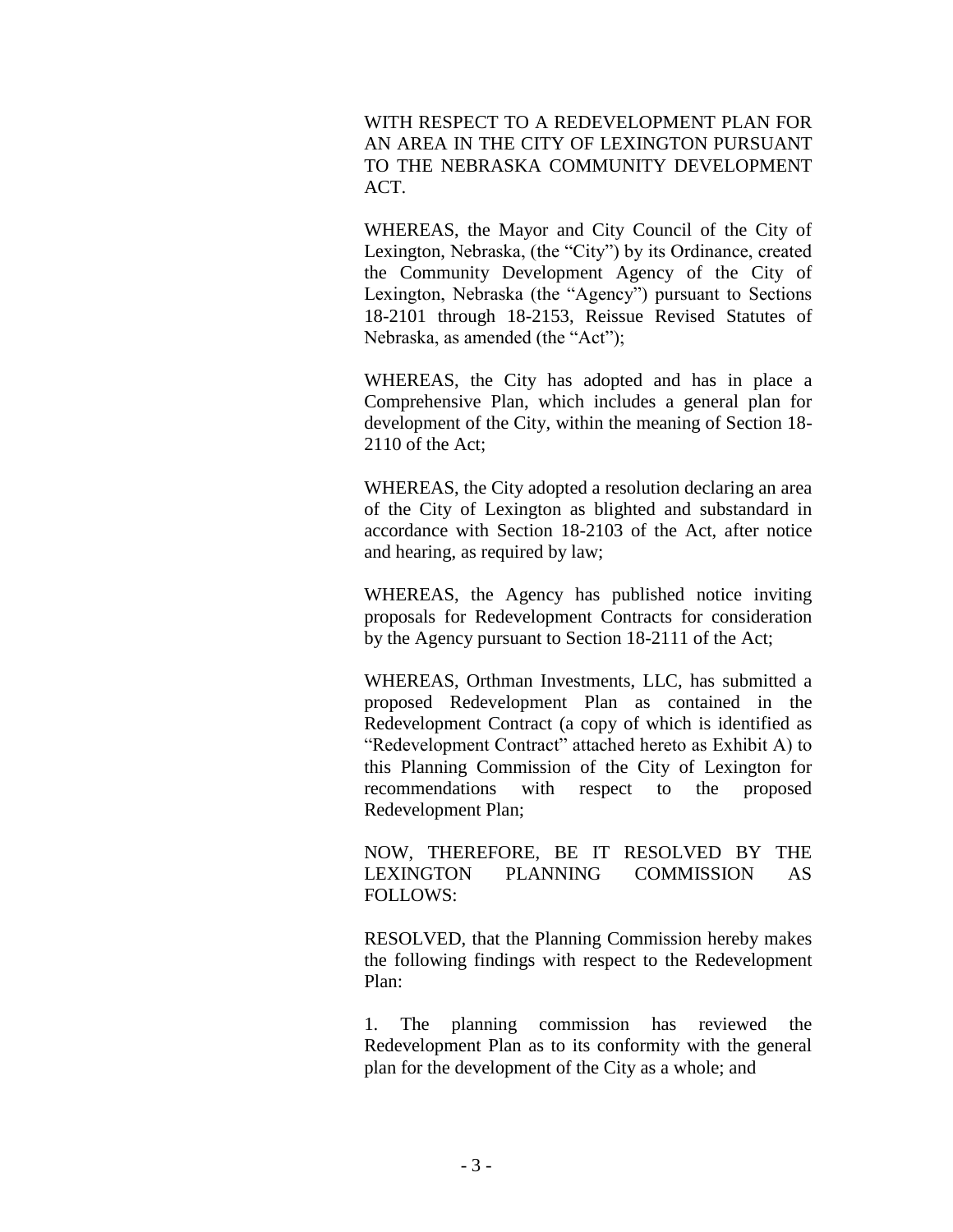WITH RESPECT TO A REDEVELOPMENT PLAN FOR AN AREA IN THE CITY OF LEXINGTON PURSUANT TO THE NEBRASKA COMMUNITY DEVELOPMENT ACT.

WHEREAS, the Mayor and City Council of the City of Lexington, Nebraska, (the "City") by its Ordinance, created the Community Development Agency of the City of Lexington, Nebraska (the "Agency") pursuant to Sections 18-2101 through 18-2153, Reissue Revised Statutes of Nebraska, as amended (the "Act");

WHEREAS, the City has adopted and has in place a Comprehensive Plan, which includes a general plan for development of the City, within the meaning of Section 18-2110 of the Act;

WHEREAS, the City adopted a resolution declaring an area of the City of Lexington as blighted and substandard in accordance with Section 18-2103 of the Act, after notice and hearing, as required by law;

WHEREAS, the Agency has published notice inviting proposals for Redevelopment Contracts for consideration by the Agency pursuant to Section 18-2111 of the Act;

WHEREAS, Orthman Investments, LLC, has submitted a proposed Redevelopment Plan as contained in the Redevelopment Contract (a copy of which is identified as "Redevelopment Contract" attached hereto as Exhibit A) to this Planning Commission of the City of Lexington for recommendations with respect to the proposed Redevelopment Plan;

NOW, THEREFORE, BE IT RESOLVED BY THE LEXINGTON PLANNING COMMISSION AS FOLLOWS:

RESOLVED, that the Planning Commission hereby makes the following findings with respect to the Redevelopment Plan:

1. The planning commission has reviewed the Redevelopment Plan as to its conformity with the general plan for the development of the City as a whole; and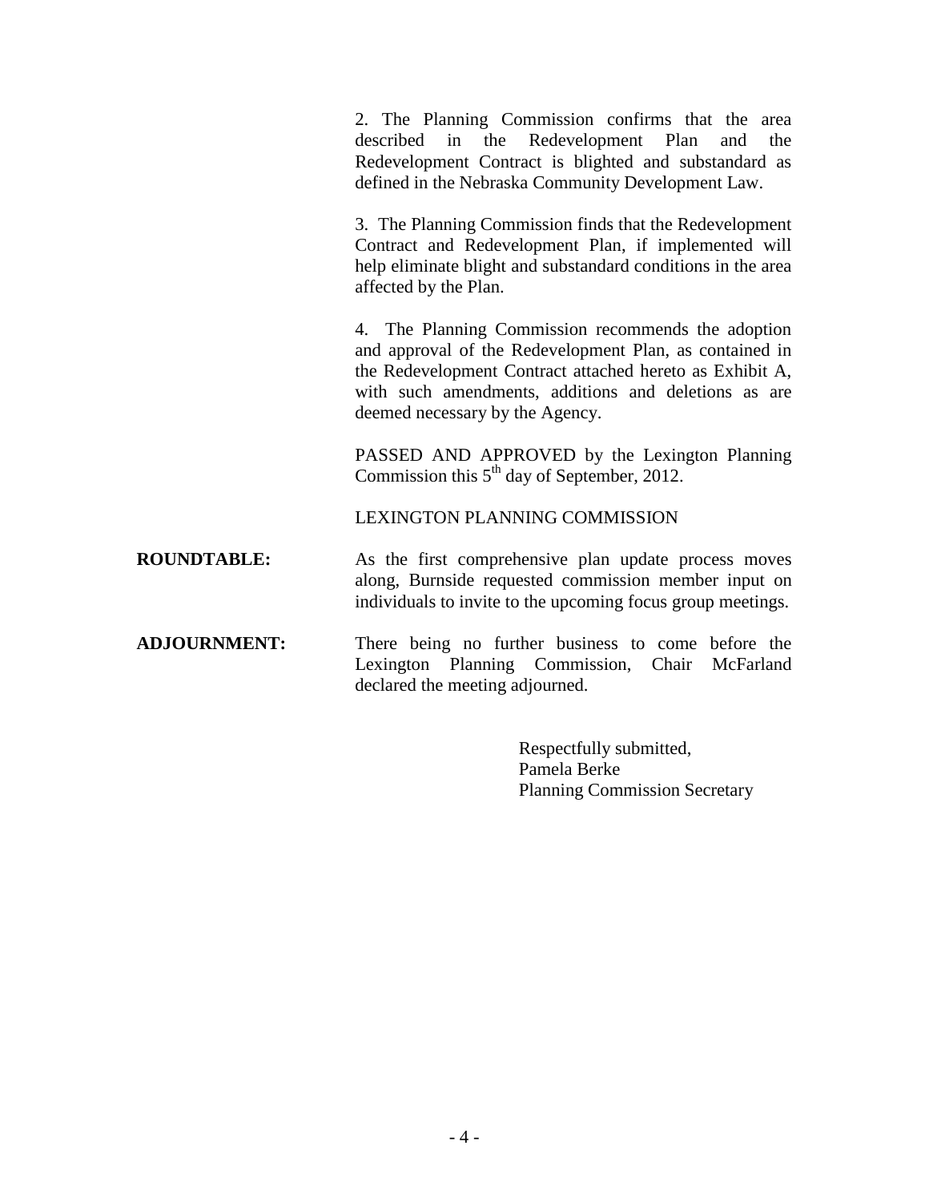2. The Planning Commission confirms that the area described in the Redevelopment Plan and the Redevelopment Contract is blighted and substandard as defined in the Nebraska Community Development Law.

3. The Planning Commission finds that the Redevelopment Contract and Redevelopment Plan, if implemented will help eliminate blight and substandard conditions in the area affected by the Plan.

4. The Planning Commission recommends the adoption and approval of the Redevelopment Plan, as contained in the Redevelopment Contract attached hereto as Exhibit A, with such amendments, additions and deletions as are deemed necessary by the Agency.

PASSED AND APPROVED by the Lexington Planning Commission this 5th day of September, 2012.

LEXINGTON PLANNING COMMISSION

**ROUNDTABLE:** As the first comprehensive plan update process moves along, Burnside requested commission member input on individuals to invite to the upcoming focus group meetings.

**ADJOURNMENT:** There being no further business to come before the Lexington Planning Commission, Chair McFarland declared the meeting adjourned.

Respectfully submitted,
Pamela Berke
Planning Commission Secretary